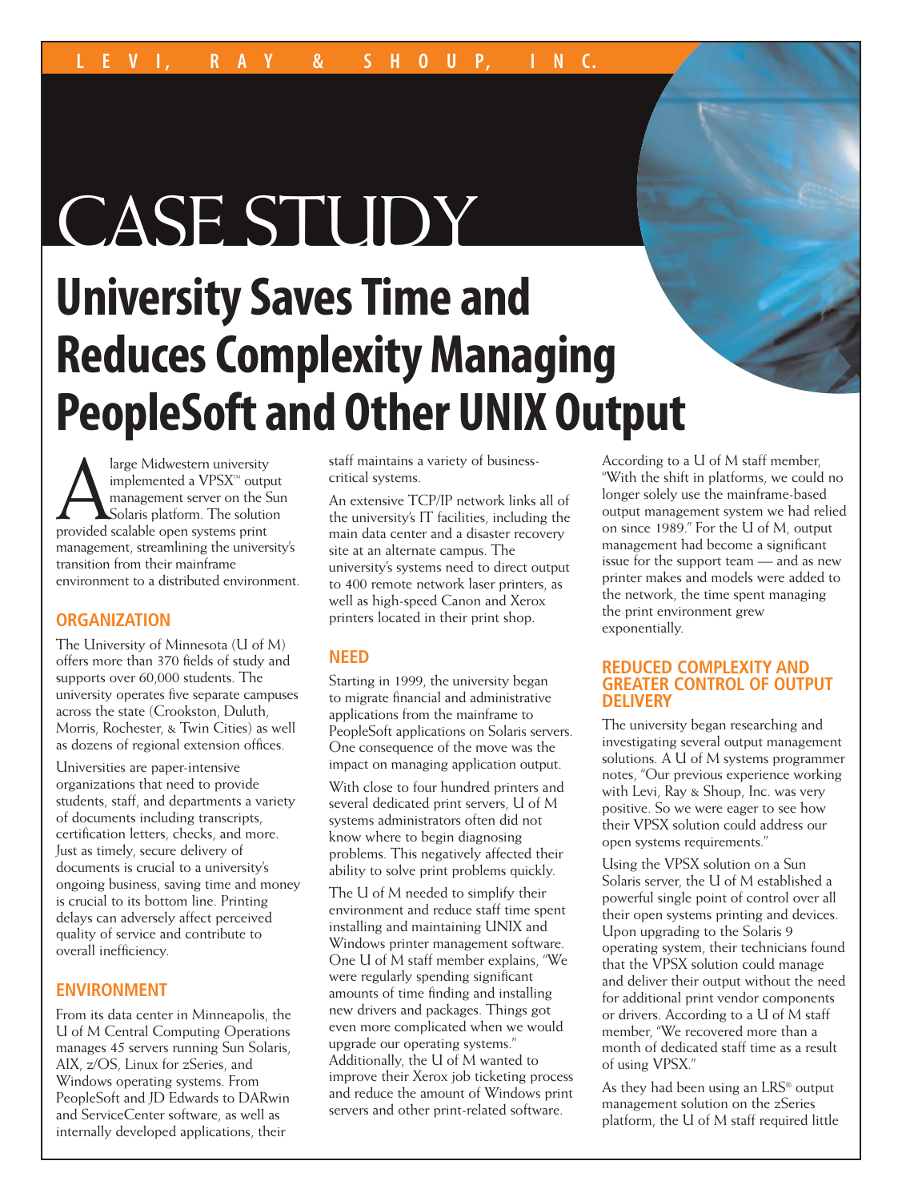LEVI, RAY & SHOUP, INC.

# CASE STUDY

# University Saves Time and Reduces Complexity Managing PeopleSoft and Other UNIX Output

A large Midwestern university implemented a VPSX™ output management server on the Sun Solaris platform. The solution provided scalable open systems print management, streamlining the university's transition from their mainframe environment to a distributed environment.

## ORGANIZATION

The University of Minnesota (U of M) offers more than 370 fields of study and supports over 60,000 students. The university operates five separate campuses across the state (Crookston, Duluth, Morris, Rochester, & Twin Cities) as well as dozens of regional extension offices.

Universities are paper-intensive organizations that need to provide students, staff, and departments a variety of documents including transcripts, certification letters, checks, and more. Just as timely, secure delivery of documents is crucial to a university's ongoing business, saving time and money is crucial to its bottom line. Printing delays can adversely affect perceived quality of service and contribute to overall inefficiency.

## ENVIRONMENT

From its data center in Minneapolis, the U of M Central Computing Operations manages 45 servers running Sun Solaris, AIX, z/OS, Linux for zSeries, and Windows operating systems. From PeopleSoft and JD Edwards to DARwin and ServiceCenter software, as well as internally developed applications, their staff maintains a variety of business-critical systems.

An extensive TCP/IP network links all of the university's IT facilities, including the main data center and a disaster recovery site at an alternate campus. The university's systems need to direct output to 400 remote network laser printers, as well as high-speed Canon and Xerox printers located in their print shop.

## NEED

Starting in 1999, the university began to migrate financial and administrative applications from the mainframe to PeopleSoft applications on Solaris servers. One consequence of the move was the impact on managing application output.

With close to four hundred printers and several dedicated print servers, U of M systems administrators often did not know where to begin diagnosing problems. This negatively affected their ability to solve print problems quickly.

The U of M needed to simplify their environment and reduce staff time spent installing and maintaining UNIX and Windows printer management software. One U of M staff member explains, "We were regularly spending significant amounts of time finding and installing new drivers and packages. Things got even more complicated when we would upgrade our operating systems." Additionally, the U of M wanted to improve their Xerox job ticketing process and reduce the amount of Windows print servers and other print-related software.

According to a U of M staff member, "With the shift in platforms, we could no longer solely use the mainframe-based output management system we had relied on since 1989." For the U of M, output management had become a significant issue for the support team — and as new printer makes and models were added to the network, the time spent managing the print environment grew exponentially.

## REDUCED COMPLEXITY AND GREATER CONTROL OF OUTPUT DELIVERY

The university began researching and investigating several output management solutions. A U of M systems programmer notes, "Our previous experience working with Levi, Ray & Shoup, Inc. was very positive. So we were eager to see how their VPSX solution could address our open systems requirements."

Using the VPSX solution on a Sun Solaris server, the U of M established a powerful single point of control over all their open systems printing and devices. Upon upgrading to the Solaris 9 operating system, their technicians found that the VPSX solution could manage and deliver their output without the need for additional print vendor components or drivers. According to a U of M staff member, "We recovered more than a month of dedicated staff time as a result of using VPSX."

As they had been using an LRS® output management solution on the zSeries platform, the U of M staff required little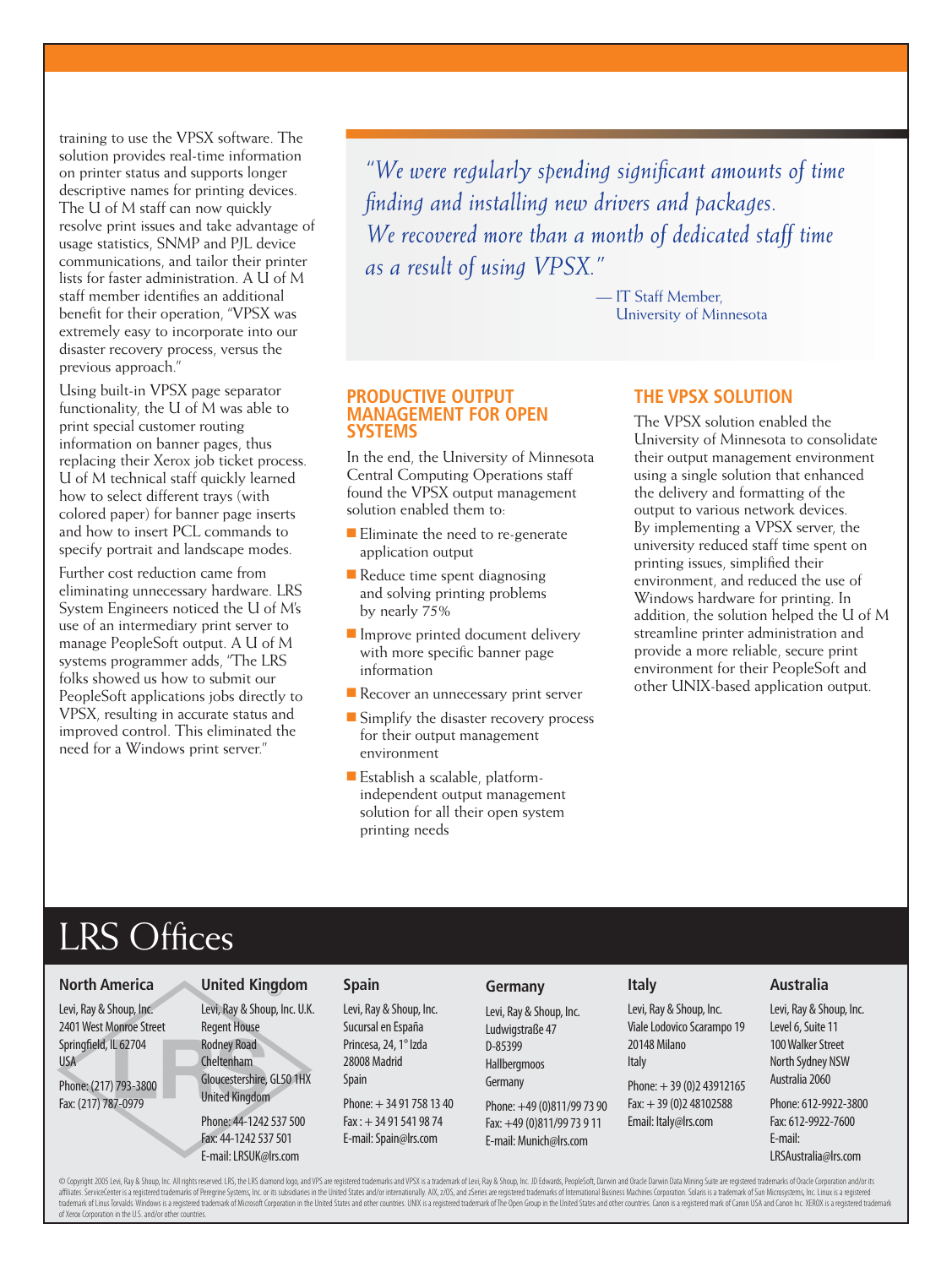training to use the VPSX software. The solution provides real-time information on printer status and supports longer descriptive names for printing devices. The U of M staff can now quickly resolve print issues and take advantage of usage statistics, SNMP and PJL device communications, and tailor their printer lists for faster administration. A U of M staff member identifies an additional benefit for their operation, "VPSX was extremely easy to incorporate into our disaster recovery process, versus the previous approach."

Using built-in VPSX page separator functionality, the U of M was able to print special customer routing information on banner pages, thus replacing their Xerox job ticket process. U of M technical staff quickly learned how to select different trays (with colored paper) for banner page inserts and how to insert PCL commands to specify portrait and landscape modes.

Further cost reduction came from eliminating unnecessary hardware. LRS System Engineers noticed the U of M's use of an intermediary print server to manage PeopleSoft output. A U of M systems programmer adds, "The LRS folks showed us how to submit our PeopleSoft applications jobs directly to VPSX, resulting in accurate status and improved control. This eliminated the need for a Windows print server."

*"We were regularly spending significant amounts of time finding and installing new drivers and packages. We recovered more than a month of dedicated staff time as a result of using VPSX."*

— IT Staff Member, University of Minnesota

## PRODUCTIVE OUTPUT MANAGEMENT FOR OPEN SYSTEMS

In the end, the University of Minnesota Central Computing Operations staff found the VPSX output management solution enabled them to:

- Eliminate the need to re-generate application output
- Reduce time spent diagnosing and solving printing problems by nearly 75%
- Improve printed document delivery with more specific banner page information
- Recover an unnecessary print server
- Simplify the disaster recovery process for their output management environment
- Establish a scalable, platform-independent output management solution for all their open system printing needs

## THE VPSX SOLUTION

The VPSX solution enabled the University of Minnesota to consolidate their output management environment using a single solution that enhanced the delivery and formatting of the output to various network devices. By implementing a VPSX server, the university reduced staff time spent on printing issues, simplified their environment, and reduced the use of Windows hardware for printing. In addition, the solution helped the U of M streamline printer administration and provide a more reliable, secure print environment for their PeopleSoft and other UNIX-based application output.

# LRS Offices

### North America

Levi, Ray & Shoup, Inc.
2401 West Monroe Street
Springfield, IL 62704
USA

Phone: (217) 793-3800
Fax: (217) 787-0979

### United Kingdom

Levi, Ray & Shoup, Inc. U.K.
Regent House
Rodney Road
Cheltenham
Gloucestershire, GL50 1HX
United Kingdom

Phone: 44-1242 537 500
Fax: 44-1242 537 501
E-mail: LRSUK@lrs.com

### Spain

Levi, Ray & Shoup, Inc.
Sucursal en España
Princesa, 24, 1° Izda
28008 Madrid
Spain

Phone: + 34 91 758 13 40
Fax : + 34 91 541 98 74
E-mail: Spain@lrs.com

### Germany

Levi, Ray & Shoup, Inc.
Ludwigstraße 47
D-85399
Hallbergmoos
Germany

Phone: +49 (0)811/99 73 90
Fax: +49 (0)811/99 73 9 11
E-mail: Munich@lrs.com

### Italy

Levi, Ray & Shoup, Inc.
Viale Lodovico Scarampo 19
20148 Milano
Italy

Phone: + 39 (0)2 43912165
Fax: + 39 (0)2 48102588
Email: Italy@lrs.com

### Australia

Levi, Ray & Shoup, Inc.
Level 6, Suite 11
100 Walker Street
North Sydney NSW
Australia 2060

Phone: 612-9922-3800
Fax: 612-9922-7600
E-mail: LRSAustralia@lrs.com

© Copyright 2005 Levi, Ray & Shoup, Inc. All rights reserved. LRS, the LRS diamond logo, and VPS are registered trademarks and VPSX is a trademark of Levi, Ray & Shoup, Inc. JD Edwards, PeopleSoft, Darwin and Oracle Darwin Data Mining Suite are registered trademarks of Oracle Corporation and/or its affiliates. ServiceCenter is a registered trademarks of Peregrine Systems, Inc. or its subsidiaries in the United States and/or internationally. AIX, z/OS, and zSeries are registered trademarks of International Business Machines Corporation. Solaris is a trademark of Sun Microsystems, Inc. Linux is a registered trademark of Linus Torvalds. Windows is a registered trademark of Microsoft Corporation in the United States and other countries. UNIX is a registered trademark of The Open Group in the United States and other countries. Canon is a registered mark of Canon USA and Canon Inc. XEROX is a registered trademark of Xerox Corporation in the U.S. and/or other countries.